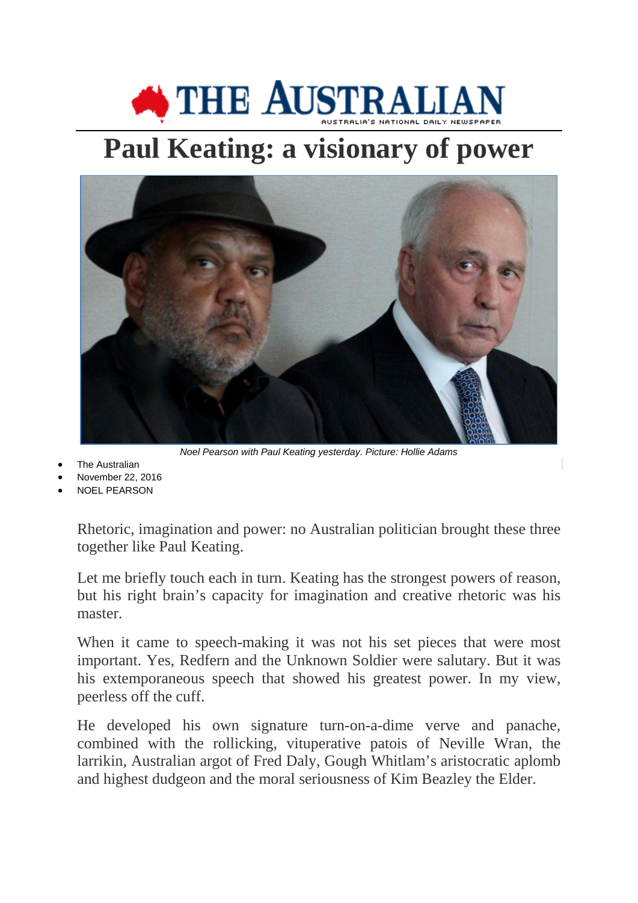# Paul Keating: a visionary of power

*Noel Pearson with Paul Keating yesterday. Picture: Hollie Adams*

- The Australian
- November 22, 2016
- NOEL PEARSON

Rhetoric, imagination and power: no Australian politician brought these three together like Paul Keating.

Let me briefly touch each in turn. Keating has the strongest powers of reason, but his right brain's capacity for imagination and creative rhetoric was his master.

When it came to speech-making it was not his set pieces that were most important. Yes, Redfern and the Unknown Soldier were salutary. But it was his extemporaneous speech that showed his greatest power. In my view, peerless off the cuff.

He developed his own signature turn-on-a-dime verve and panache, combined with the rollicking, vituperative patois of Neville Wran, the larrikin, Australian argot of Fred Daly, Gough Whitlam's aristocratic aplomb and highest dudgeon and the moral seriousness of Kim Beazley the Elder.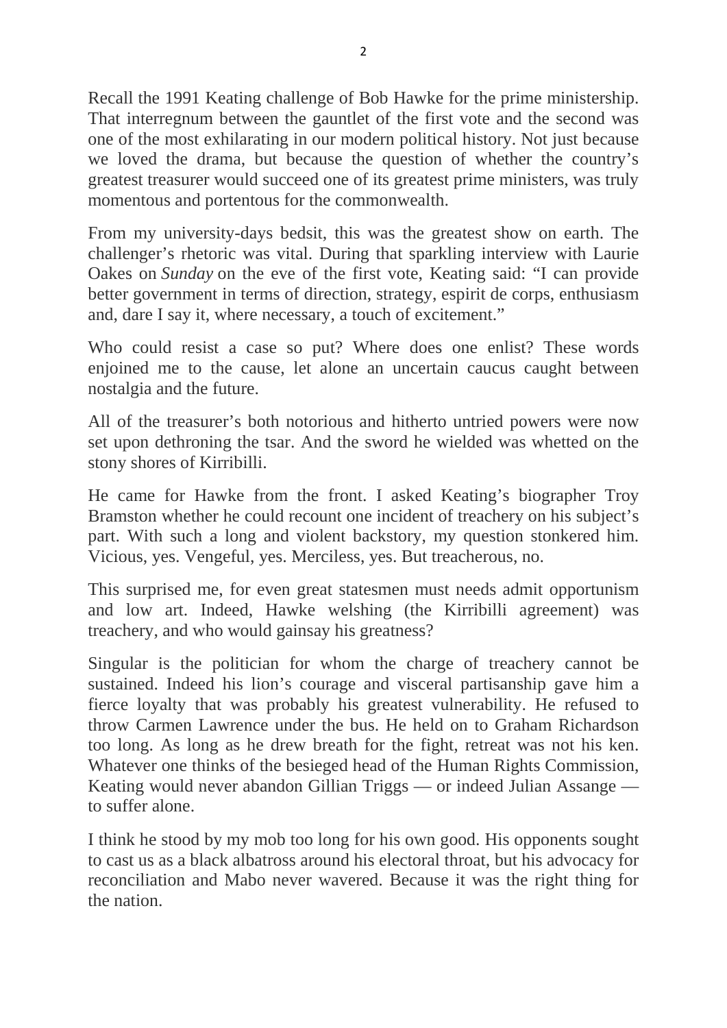Recall the 1991 Keating challenge of Bob Hawke for the prime ministership. That interregnum between the gauntlet of the first vote and the second was one of the most exhilarating in our modern political history. Not just because we loved the drama, but because the question of whether the country's greatest treasurer would succeed one of its greatest prime ministers, was truly momentous and portentous for the commonwealth.

From my university-days bedsit, this was the greatest show on earth. The challenger's rhetoric was vital. During that sparkling interview with Laurie Oakes on *Sunday* on the eve of the first vote, Keating said: "I can provide better government in terms of direction, strategy, espirit de corps, enthusiasm and, dare I say it, where necessary, a touch of excitement."

Who could resist a case so put? Where does one enlist? These words enjoined me to the cause, let alone an uncertain caucus caught between nostalgia and the future.

All of the treasurer's both notorious and hitherto untried powers were now set upon dethroning the tsar. And the sword he wielded was whetted on the stony shores of Kirribilli.

He came for Hawke from the front. I asked Keating's biographer Troy Bramston whether he could recount one incident of treachery on his subject's part. With such a long and violent backstory, my question stonkered him. Vicious, yes. Vengeful, yes. Merciless, yes. But treacherous, no.

This surprised me, for even great statesmen must needs admit opportunism and low art. Indeed, Hawke welshing (the Kirribilli agreement) was treachery, and who would gainsay his greatness?

Singular is the politician for whom the charge of treachery cannot be sustained. Indeed his lion's courage and visceral partisanship gave him a fierce loyalty that was probably his greatest vulnerability. He refused to throw Carmen Lawrence under the bus. He held on to Graham Richardson too long. As long as he drew breath for the fight, retreat was not his ken. Whatever one thinks of the besieged head of the Human Rights Commission, Keating would never abandon Gillian Triggs — or indeed Julian Assange — to suffer alone.

I think he stood by my mob too long for his own good. His opponents sought to cast us as a black albatross around his electoral throat, but his advocacy for reconciliation and Mabo never wavered. Because it was the right thing for the nation.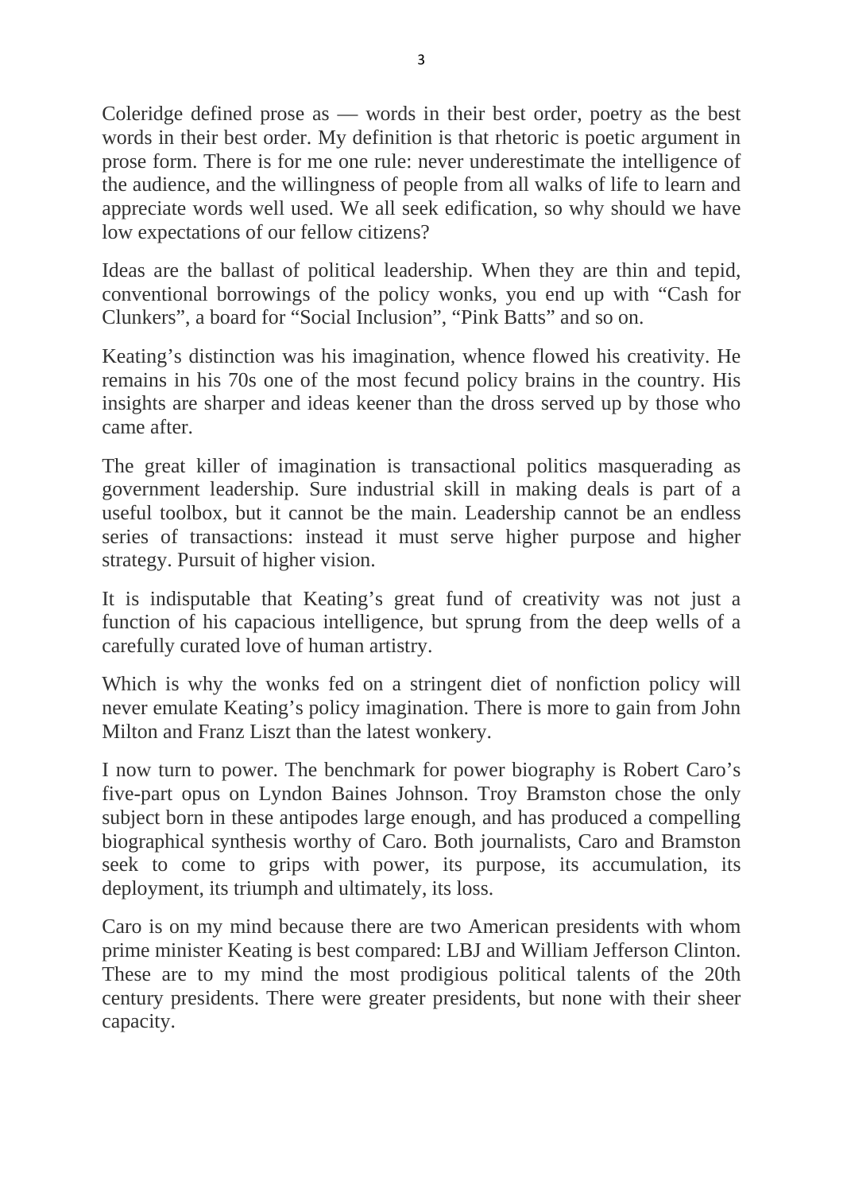Coleridge defined prose as — words in their best order, poetry as the best words in their best order. My definition is that rhetoric is poetic argument in prose form. There is for me one rule: never underestimate the intelligence of the audience, and the willingness of people from all walks of life to learn and appreciate words well used. We all seek edification, so why should we have low expectations of our fellow citizens?

Ideas are the ballast of political leadership. When they are thin and tepid, conventional borrowings of the policy wonks, you end up with "Cash for Clunkers", a board for "Social Inclusion", "Pink Batts" and so on.

Keating's distinction was his imagination, whence flowed his creativity. He remains in his 70s one of the most fecund policy brains in the country. His insights are sharper and ideas keener than the dross served up by those who came after.

The great killer of imagination is transactional politics masquerading as government leadership. Sure industrial skill in making deals is part of a useful toolbox, but it cannot be the main. Leadership cannot be an endless series of transactions: instead it must serve higher purpose and higher strategy. Pursuit of higher vision.

It is indisputable that Keating's great fund of creativity was not just a function of his capacious intelligence, but sprung from the deep wells of a carefully curated love of human artistry.

Which is why the wonks fed on a stringent diet of nonfiction policy will never emulate Keating's policy imagination. There is more to gain from John Milton and Franz Liszt than the latest wonkery.

I now turn to power. The benchmark for power biography is Robert Caro's five-part opus on Lyndon Baines Johnson. Troy Bramston chose the only subject born in these antipodes large enough, and has produced a compelling biographical synthesis worthy of Caro. Both journalists, Caro and Bramston seek to come to grips with power, its purpose, its accumulation, its deployment, its triumph and ultimately, its loss.

Caro is on my mind because there are two American presidents with whom prime minister Keating is best compared: LBJ and William Jefferson Clinton. These are to my mind the most prodigious political talents of the 20th century presidents. There were greater presidents, but none with their sheer capacity.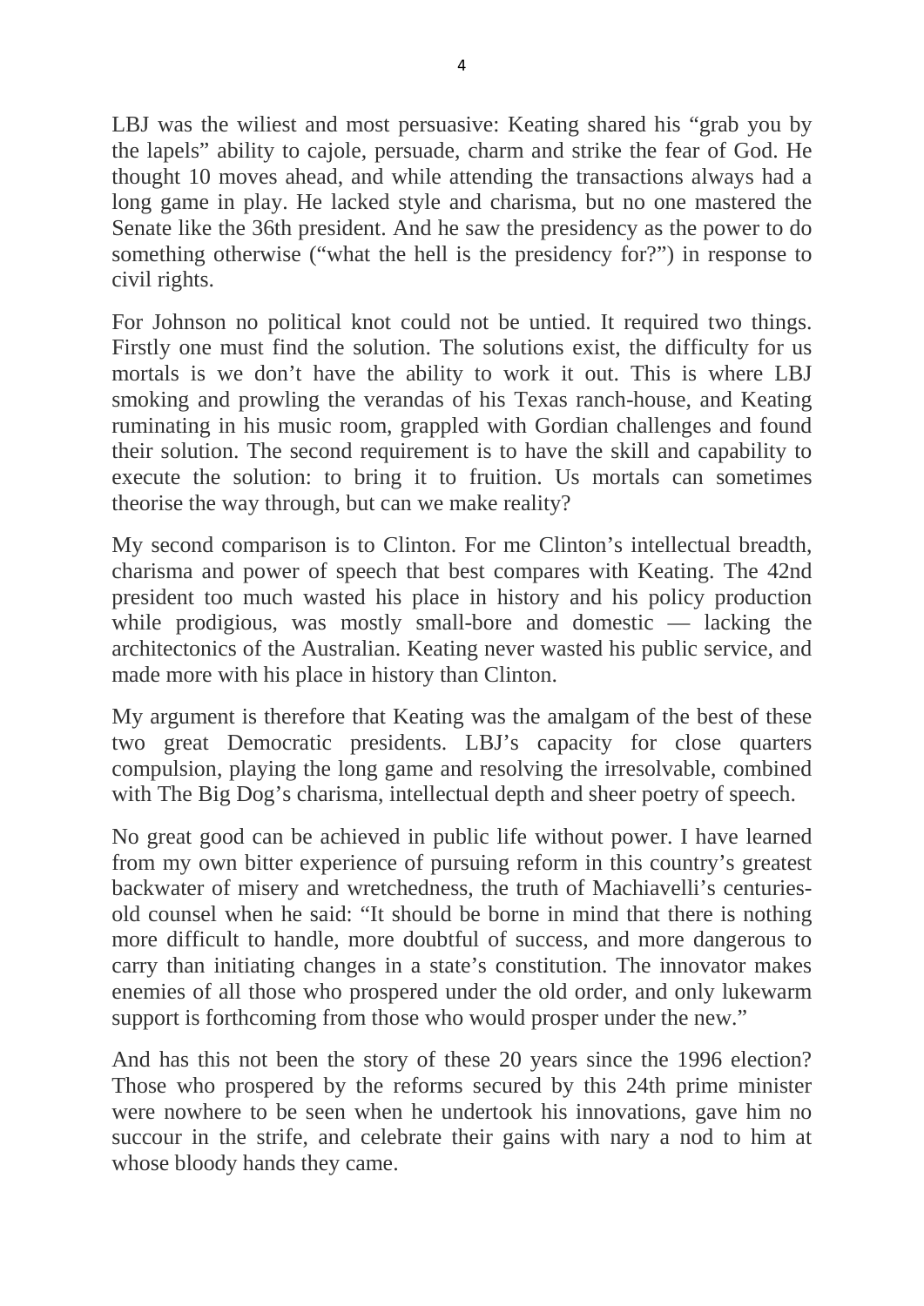LBJ was the wiliest and most persuasive: Keating shared his “grab you by the lapels” ability to cajole, persuade, charm and strike the fear of God. He thought 10 moves ahead, and while attending the transactions always had a long game in play. He lacked style and charisma, but no one mastered the Senate like the 36th president. And he saw the presidency as the power to do something otherwise (“what the hell is the presidency for?”) in response to civil rights.

For Johnson no political knot could not be untied. It required two things. Firstly one must find the solution. The solutions exist, the difficulty for us mortals is we don’t have the ability to work it out. This is where LBJ smoking and prowling the verandas of his Texas ranch-house, and Keating ruminating in his music room, grappled with Gordian challenges and found their solution. The second requirement is to have the skill and capability to execute the solution: to bring it to fruition. Us mortals can sometimes theorise the way through, but can we make reality?

My second comparison is to Clinton. For me Clinton’s intellectual breadth, charisma and power of speech that best compares with Keating. The 42nd president too much wasted his place in history and his policy production while prodigious, was mostly small-bore and domestic — lacking the architectonics of the Australian. Keating never wasted his public service, and made more with his place in history than Clinton.

My argument is therefore that Keating was the amalgam of the best of these two great Democratic presidents. LBJ’s capacity for close quarters compulsion, playing the long game and resolving the irresolvable, combined with The Big Dog’s charisma, intellectual depth and sheer poetry of speech.

No great good can be achieved in public life without power. I have learned from my own bitter experience of pursuing reform in this country’s greatest backwater of misery and wretchedness, the truth of Machiavelli’s centuries-old counsel when he said: “It should be borne in mind that there is nothing more difficult to handle, more doubtful of success, and more dangerous to carry than initiating changes in a state’s constitution. The innovator makes enemies of all those who prospered under the old order, and only lukewarm support is forthcoming from those who would prosper under the new.”

And has this not been the story of these 20 years since the 1996 election? Those who prospered by the reforms secured by this 24th prime minister were nowhere to be seen when he undertook his innovations, gave him no succour in the strife, and celebrate their gains with nary a nod to him at whose bloody hands they came.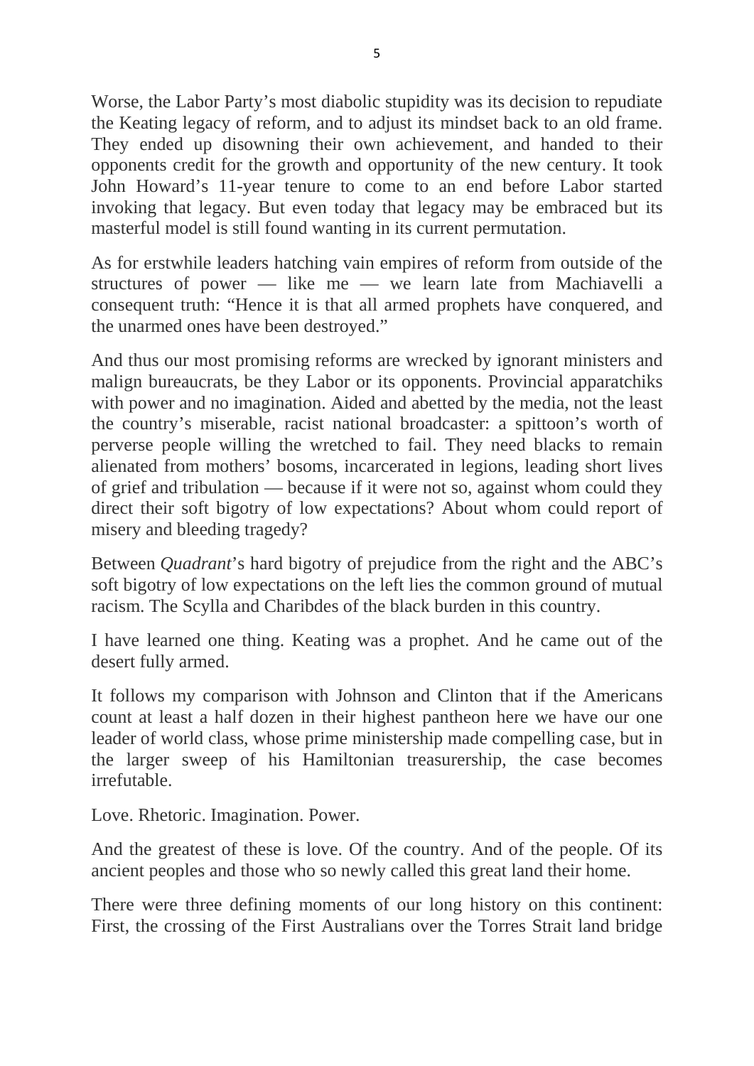Worse, the Labor Party's most diabolic stupidity was its decision to repudiate the Keating legacy of reform, and to adjust its mindset back to an old frame. They ended up disowning their own achievement, and handed to their opponents credit for the growth and opportunity of the new century. It took John Howard's 11-year tenure to come to an end before Labor started invoking that legacy. But even today that legacy may be embraced but its masterful model is still found wanting in its current permutation.

As for erstwhile leaders hatching vain empires of reform from outside of the structures of power — like me — we learn late from Machiavelli a consequent truth: "Hence it is that all armed prophets have conquered, and the unarmed ones have been destroyed."

And thus our most promising reforms are wrecked by ignorant ministers and malign bureaucrats, be they Labor or its opponents. Provincial apparatchiks with power and no imagination. Aided and abetted by the media, not the least the country's miserable, racist national broadcaster: a spittoon's worth of perverse people willing the wretched to fail. They need blacks to remain alienated from mothers' bosoms, incarcerated in legions, leading short lives of grief and tribulation — because if it were not so, against whom could they direct their soft bigotry of low expectations? About whom could report of misery and bleeding tragedy?

Between *Quadrant*'s hard bigotry of prejudice from the right and the ABC's soft bigotry of low expectations on the left lies the common ground of mutual racism. The Scylla and Charibdes of the black burden in this country.

I have learned one thing. Keating was a prophet. And he came out of the desert fully armed.

It follows my comparison with Johnson and Clinton that if the Americans count at least a half dozen in their highest pantheon here we have our one leader of world class, whose prime ministership made compelling case, but in the larger sweep of his Hamiltonian treasurership, the case becomes irrefutable.

Love. Rhetoric. Imagination. Power.

And the greatest of these is love. Of the country. And of the people. Of its ancient peoples and those who so newly called this great land their home.

There were three defining moments of our long history on this continent: First, the crossing of the First Australians over the Torres Strait land bridge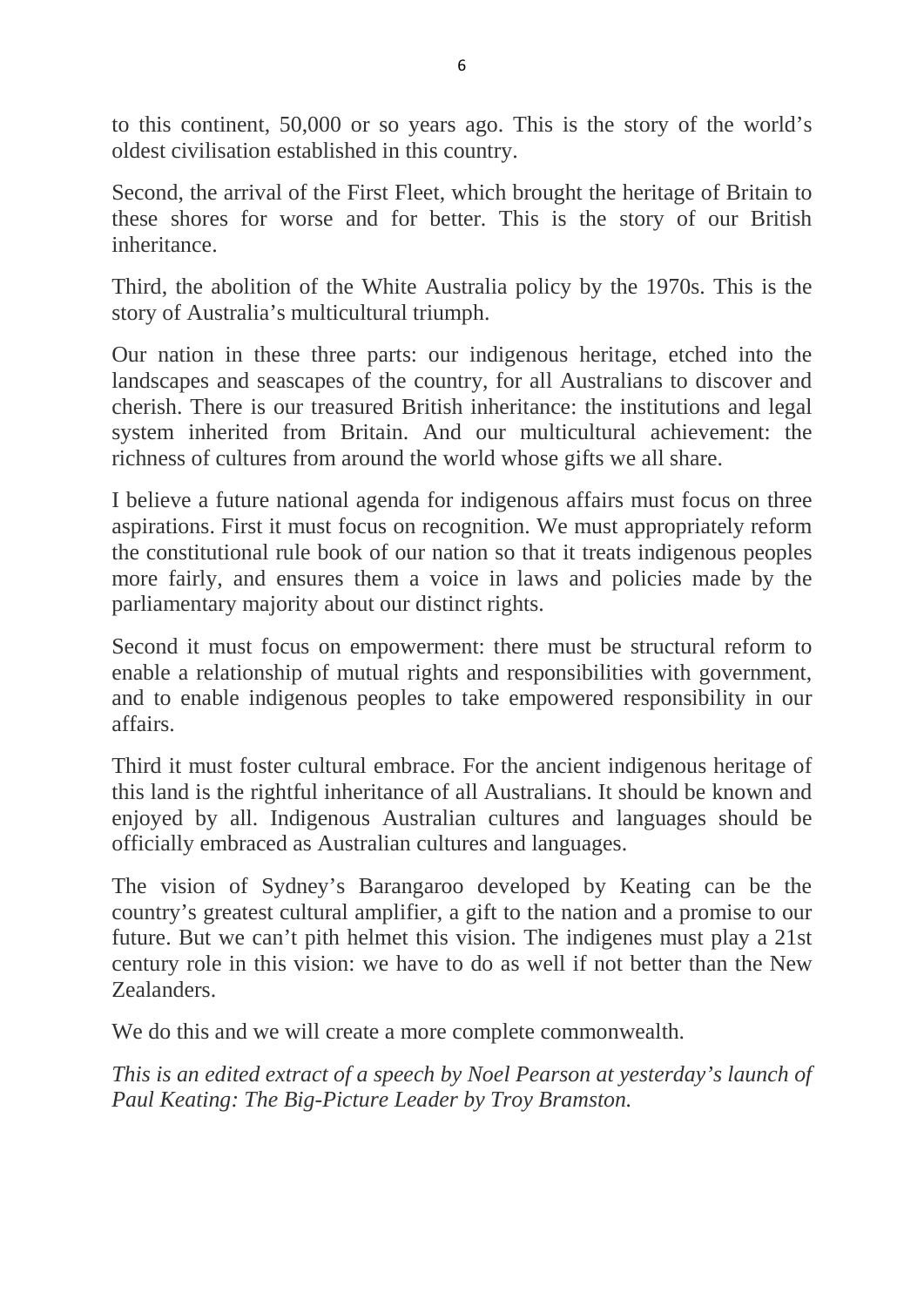to this continent, 50,000 or so years ago. This is the story of the world's oldest civilisation established in this country.

Second, the arrival of the First Fleet, which brought the heritage of Britain to these shores for worse and for better. This is the story of our British inheritance.

Third, the abolition of the White Australia policy by the 1970s. This is the story of Australia's multicultural triumph.

Our nation in these three parts: our indigenous heritage, etched into the landscapes and seascapes of the country, for all Australians to discover and cherish. There is our treasured British inheritance: the institutions and legal system inherited from Britain. And our multicultural achievement: the richness of cultures from around the world whose gifts we all share.

I believe a future national agenda for indigenous affairs must focus on three aspirations. First it must focus on recognition. We must appropriately reform the constitutional rule book of our nation so that it treats indigenous peoples more fairly, and ensures them a voice in laws and policies made by the parliamentary majority about our distinct rights.

Second it must focus on empowerment: there must be structural reform to enable a relationship of mutual rights and responsibilities with government, and to enable indigenous peoples to take empowered responsibility in our affairs.

Third it must foster cultural embrace. For the ancient indigenous heritage of this land is the rightful inheritance of all Australians. It should be known and enjoyed by all. Indigenous Australian cultures and languages should be officially embraced as Australian cultures and languages.

The vision of Sydney's Barangaroo developed by Keating can be the country's greatest cultural amplifier, a gift to the nation and a promise to our future. But we can't pith helmet this vision. The indigenes must play a 21st century role in this vision: we have to do as well if not better than the New Zealanders.

We do this and we will create a more complete commonwealth.

*This is an edited extract of a speech by Noel Pearson at yesterday's launch of Paul Keating: The Big-Picture Leader by Troy Bramston.*